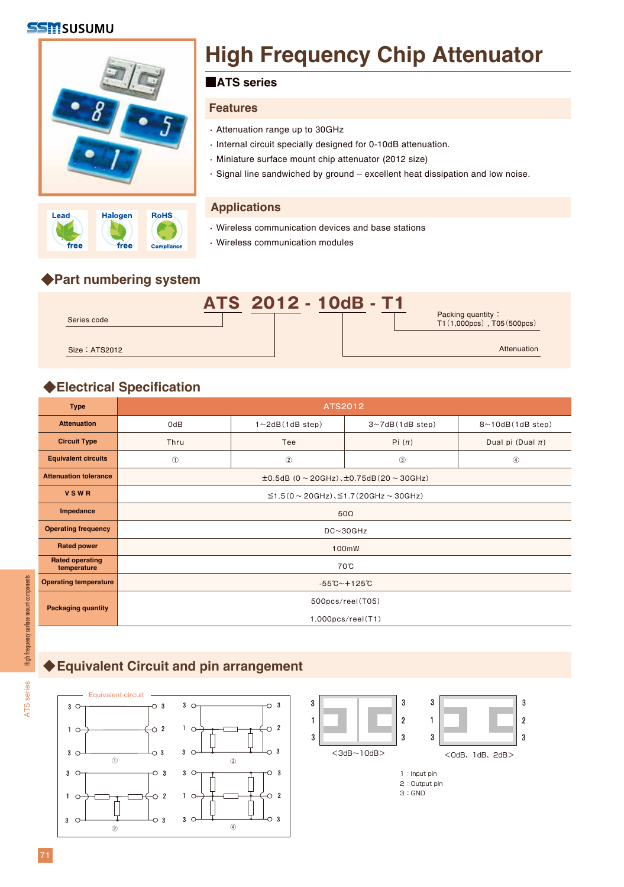# High Frequency Chip Attenuator

## ■ATS series

### Features

- Attenuation range up to 30GHz
- Internal circuit specially designed for 0-10dB attenuation.
- Miniature surface mount chip attenuator (2012 size)
- Signal line sandwiched by ground – excellent heat dissipation and low noise.

### Applications

- Wireless communication devices and base stations
- Wireless communication modules

Lead free　Halogen free　RoHS Compliance

## ◆Part numbering system

**ATS 2012 - 10dB - T1**

- Series code
- Size：ATS2012
- Attenuation
- Packing quantity：T1 (1,000pcs), T05 (500pcs)

## ◆Electrical Specification

| Type | ATS2012 | | | |
|---|---|---|---|---|
| Attenuation | 0dB | 1~2dB (1dB step) | 3~7dB (1dB step) | 8~10dB (1dB step) |
| Circuit Type | Thru | Tee | Pi (π) | Dual pi (Dual π) |
| Equivalent circuits | ① | ② | ③ | ④ |
| Attenuation tolerance | ±0.5dB (0～20GHz)、±0.75dB (20～30GHz) | | | |
| VSWR | ≦1.5 (0～20GHz)、≦1.7 (20GHz～30GHz) | | | |
| Impedance | 50Ω | | | |
| Operating frequency | DC~30GHz | | | |
| Rated power | 100mW | | | |
| Rated operating temperature | 70℃ | | | |
| Operating temperature | -55℃~+125℃ | | | |
| Packaging quantity | 500pcs/reel (T05)<br>1,000pcs/reel (T1) | | | |

## ◆Equivalent Circuit and pin arrangement

Equivalent circuit

<3dB~10dB>

<0dB、1dB、2dB>

1：Input pin
2：Output pin
3：GND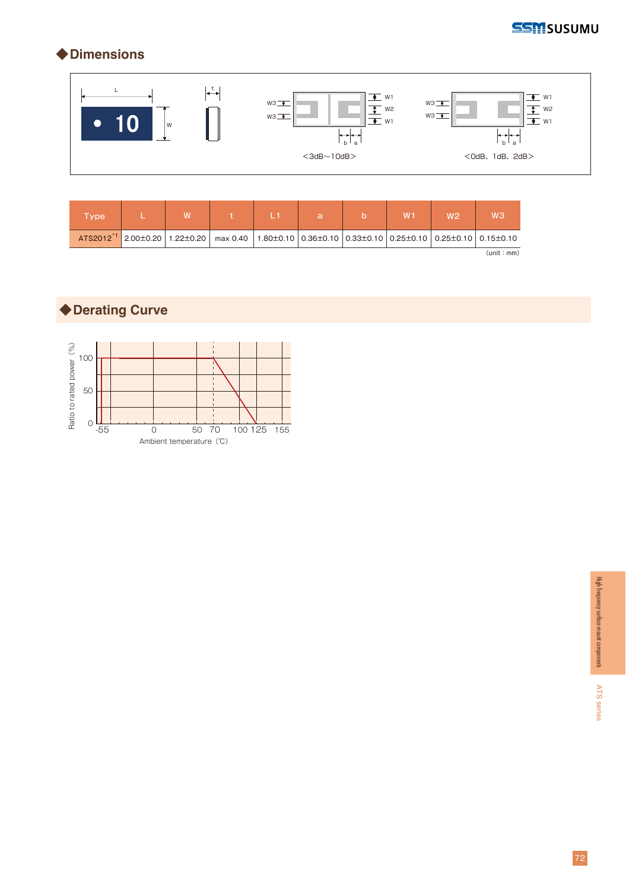## ◆Dimensions

L

W

t

W3
W3

W1
W2
W1

b a

<3dB～10dB>

W3
W3

W1
W2
W1

b a

<0dB、1dB、2dB>

| Type | L | W | t | L1 | a | b | W1 | W2 | W3 |
|---|---|---|---|---|---|---|---|---|---|
| ATS2012[*1] | 2.00±0.20 | 1.22±0.20 | max 0.40 | 1.80±0.10 | 0.36±0.10 | 0.33±0.10 | 0.25±0.10 | 0.25±0.10 | 0.15±0.10 |

(unit : mm)

## ◆Derating Curve

Ratio to rated power (%)

100

50

0

-55 0 50 70 100 125 155

Ambient temperature (℃)

High frequency surface mount components

ATS series